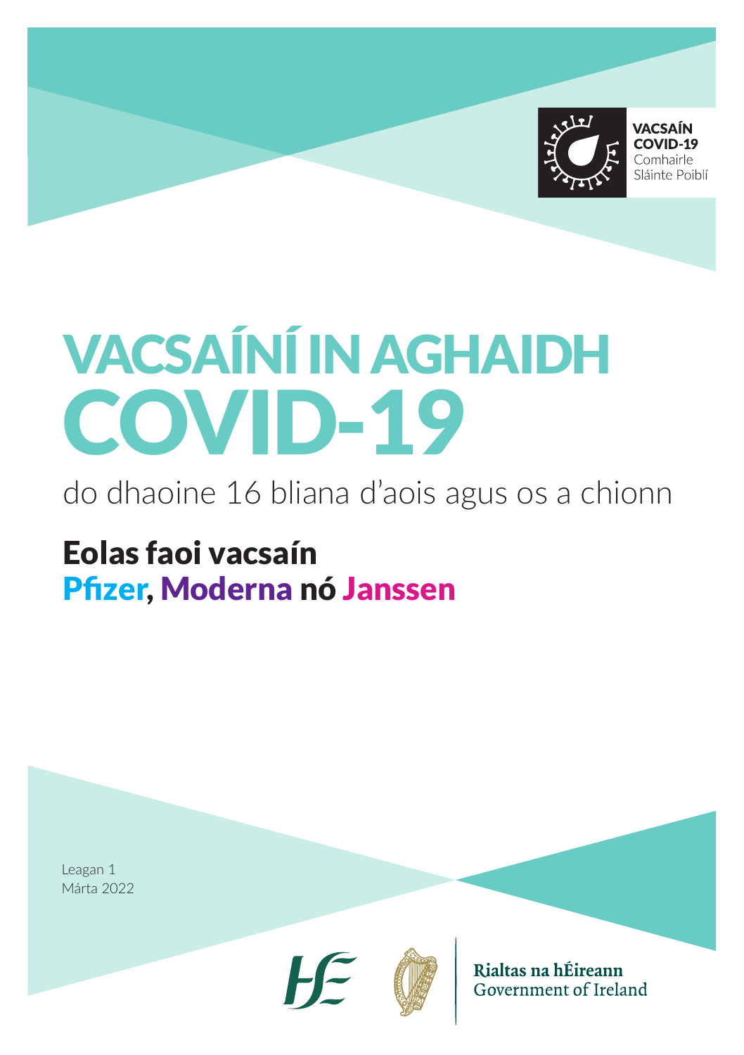VACSAÍN COVID-19
Comhairle Sláinte Poiblí

# VACSAÍNÍ IN AGHAIDH COVID-19

do dhaoine 16 bliana d'aois agus os a chionn

## Eolas faoi vacsaín Pfizer, Moderna nó Janssen

Leagan 1
Márta 2022

Rialtas na hÉireann
Government of Ireland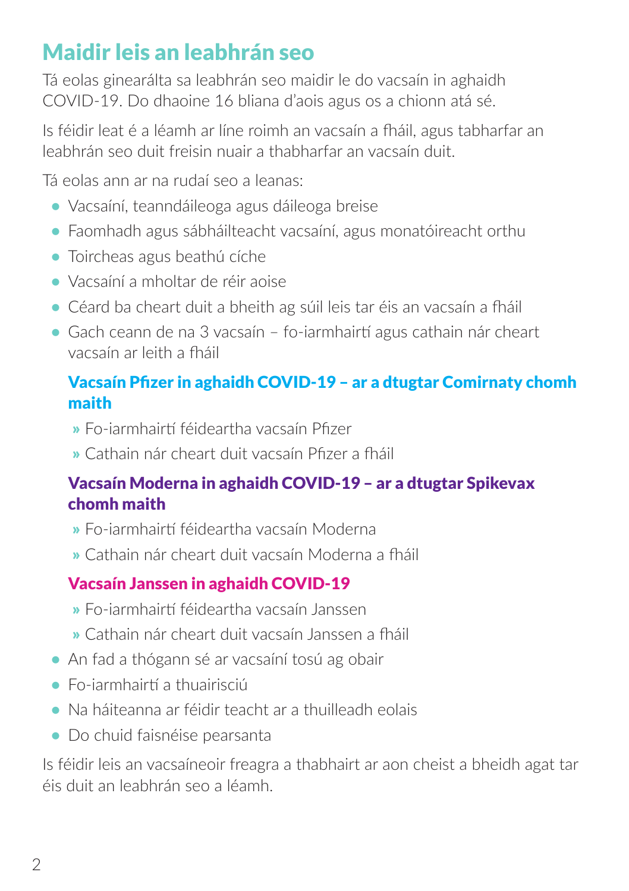# Maidir leis an leabhrán seo

Tá eolas ginearálta sa leabhrán seo maidir le do vacsaín in aghaidh COVID-19. Do dhaoine 16 bliana d'aois agus os a chionn atá sé.

Is féidir leat é a léamh ar líne roimh an vacsaín a fháil, agus tabharfar an leabhrán seo duit freisin nuair a thabharfar an vacsaín duit.

Tá eolas ann ar na rudaí seo a leanas:

- Vacsaíní, teanndáileoga agus dáileoga breise
- Faomhadh agus sábháilteacht vacsaíní, agus monatóireacht orthu
- Toircheas agus beathú cíche
- Vacsaíní a mholtar de réir aoise
- Céard ba cheart duit a bheith ag súil leis tar éis an vacsaín a fháil
- Gach ceann de na 3 vacsaín – fo-iarmhairtí agus cathain nár cheart vacsaín ar leith a fháil

  **Vacsaín Pfizer in aghaidh COVID-19 – ar a dtugtar Comirnaty chomh maith**

  - Fo-iarmhairtí féideartha vacsaín Pfizer
  - Cathain nár cheart duit vacsaín Pfizer a fháil

  **Vacsaín Moderna in aghaidh COVID-19 – ar a dtugtar Spikevax chomh maith**

  - Fo-iarmhairtí féideartha vacsaín Moderna
  - Cathain nár cheart duit vacsaín Moderna a fháil

  **Vacsaín Janssen in aghaidh COVID-19**

  - Fo-iarmhairtí féideartha vacsaín Janssen
  - Cathain nár cheart duit vacsaín Janssen a fháil

- An fad a thógann sé ar vacsaíní tosú ag obair
- Fo-iarmhairtí a thuairisciú
- Na háiteanna ar féidir teacht ar a thuilleadh eolais
- Do chuid faisnéise pearsanta

Is féidir leis an vacsaíneoir freagra a thabhairt ar aon cheist a bheidh agat tar éis duit an leabhrán seo a léamh.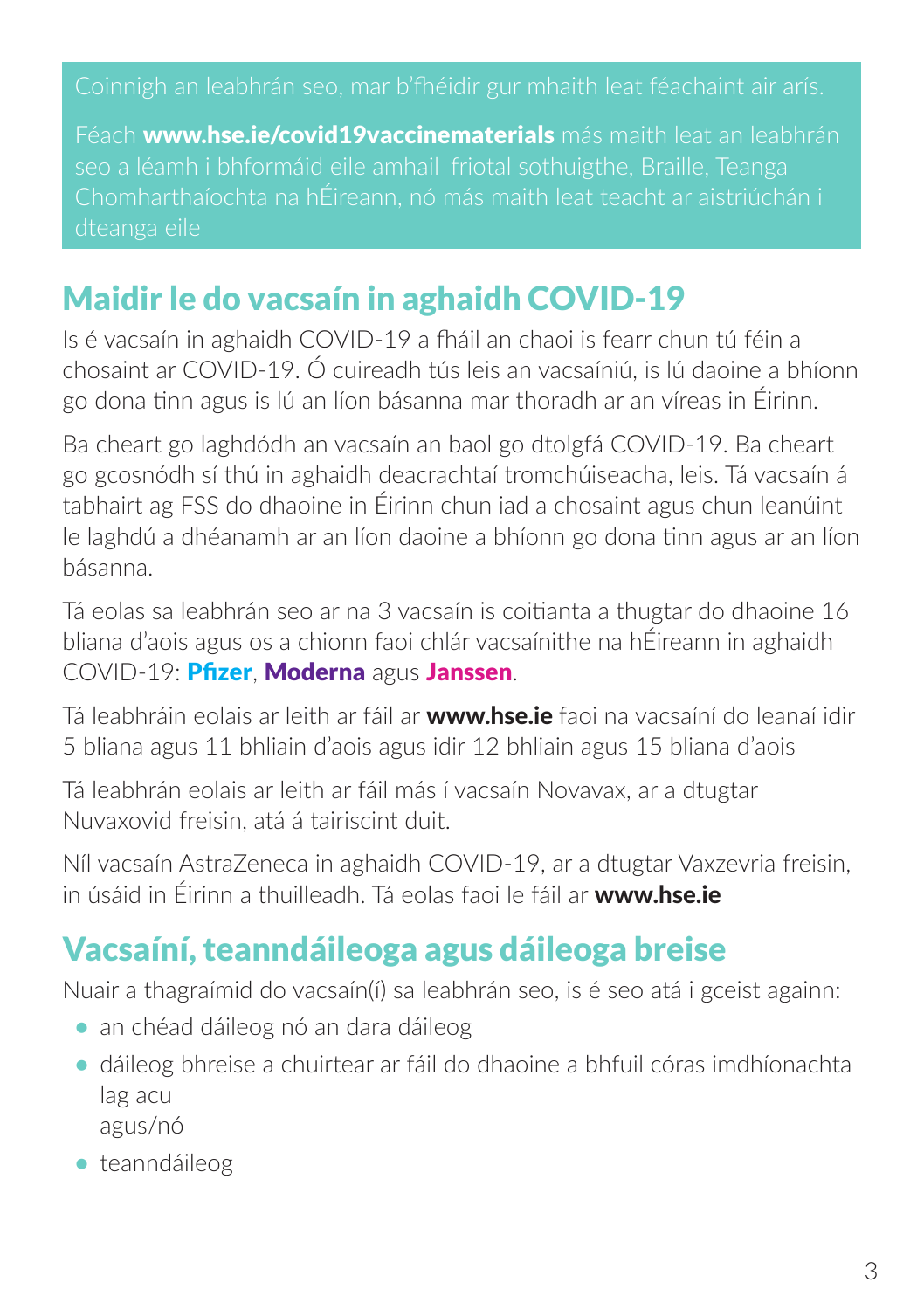Coinnigh an leabhrán seo, mar b'fhéidir gur mhaith leat féachaint air arís.

Féach **www.hse.ie/covid19vaccinematerials** más maith leat an leabhrán seo a léamh i bhformáid eile amhail friotal sothuigthe, Braille, Teanga Chomharthaíochta na hÉireann, nó más maith leat teacht ar aistriúchán i dteanga eile

## Maidir le do vacsaín in aghaidh COVID-19

Is é vacsaín in aghaidh COVID-19 a fháil an chaoi is fearr chun tú féin a chosaint ar COVID-19. Ó cuireadh tús leis an vacsaíniú, is lú daoine a bhíonn go dona tinn agus is lú an líon básanna mar thoradh ar an víreas in Éirinn.

Ba cheart go laghdódh an vacsaín an baol go dtolgfá COVID-19. Ba cheart go gcosnódh sí thú in aghaidh deacrachtaí tromchúiseacha, leis. Tá vacsaín á tabhairt ag FSS do dhaoine in Éirinn chun iad a chosaint agus chun leanúint le laghdú a dhéanamh ar an líon daoine a bhíonn go dona tinn agus ar an líon básanna.

Tá eolas sa leabhrán seo ar na 3 vacsaín is coitianta a thugtar do dhaoine 16 bliana d'aois agus os a chionn faoi chlár vacsaínithe na hÉireann in aghaidh COVID-19: **Pfizer**, **Moderna** agus **Janssen**.

Tá leabhráin eolais ar leith ar fáil ar **www.hse.ie** faoi na vacsaíní do leanaí idir 5 bliana agus 11 bhliain d'aois agus idir 12 bhliain agus 15 bliana d'aois

Tá leabhrán eolais ar leith ar fáil más í vacsaín Novavax, ar a dtugtar Nuvaxovid freisin, atá á tairiscint duit.

Níl vacsaín AstraZeneca in aghaidh COVID-19, ar a dtugtar Vaxzevria freisin, in úsáid in Éirinn a thuilleadh. Tá eolas faoi le fáil ar **www.hse.ie**

## Vacsaíní, teanndáileoga agus dáileoga breise

Nuair a thagraímid do vacsaín(í) sa leabhrán seo, is é seo atá i gceist againn:

- an chéad dáileog nó an dara dáileog
- dáileog bhreise a chuirtear ar fáil do dhaoine a bhfuil córas imdhíonachta lag acu
  agus/nó
- teanndáileog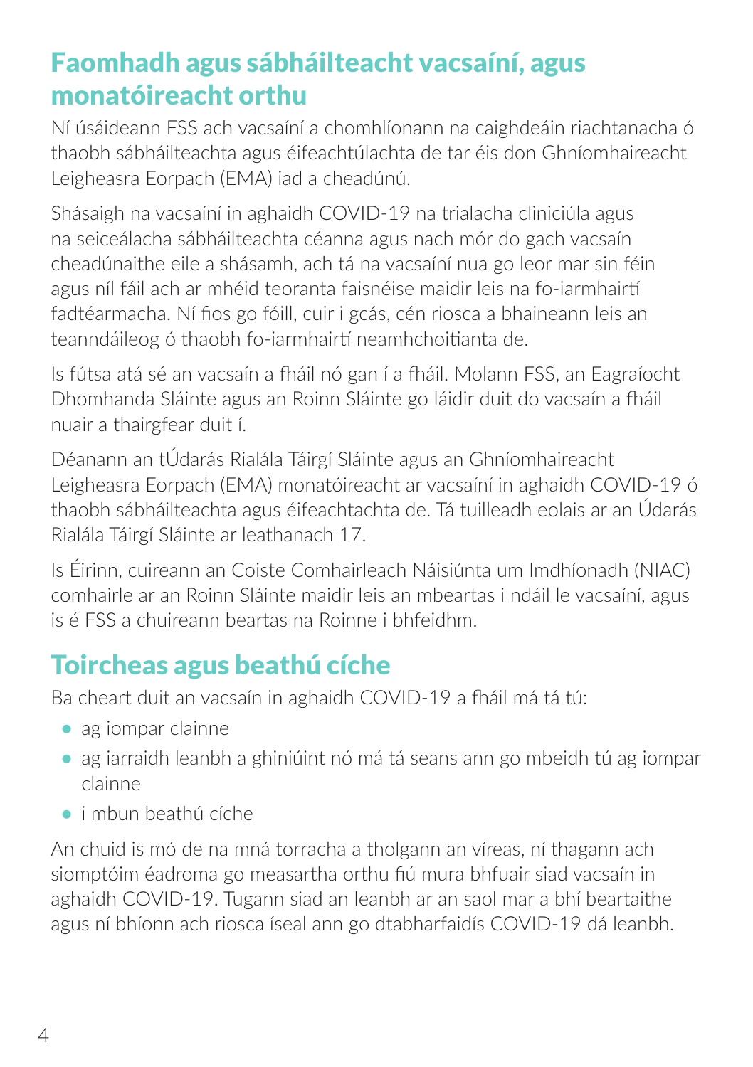## Faomhadh agus sábháilteacht vacsaíní, agus monatóireacht orthu

Ní úsáideann FSS ach vacsaíní a chomhlíonann na caighdeáin riachtanacha ó thaobh sábháilteachta agus éifeachtúlachta de tar éis don Ghníomhaireacht Leigheasra Eorpach (EMA) iad a cheadúnú.

Shásaigh na vacsaíní in aghaidh COVID-19 na trialacha cliniciúla agus na seiceálacha sábháilteachta céanna agus nach mór do gach vacsaín cheadúnaithe eile a shásamh, ach tá na vacsaíní nua go leor mar sin féin agus níl fáil ach ar mhéid teoranta faisnéise maidir leis na fo-iarmhairtí fadtéarmacha. Ní fios go fóill, cuir i gcás, cén riosca a bhaineann leis an teanndáileog ó thaobh fo-iarmhairtí neamhchoitianta de.

Is fútsa atá sé an vacsaín a fháil nó gan í a fháil. Molann FSS, an Eagraíocht Dhomhanda Sláinte agus an Roinn Sláinte go láidir duit do vacsaín a fháil nuair a thairgfear duit í.

Déanann an tÚdarás Rialála Táirgí Sláinte agus an Ghníomhaireacht Leigheasra Eorpach (EMA) monatóireacht ar vacsaíní in aghaidh COVID-19 ó thaobh sábháilteachta agus éifeachtachta de. Tá tuilleadh eolais ar an Údarás Rialála Táirgí Sláinte ar leathanach 17.

Is Éirinn, cuireann an Coiste Comhairleach Náisiúnta um Imdhíonadh (NIAC) comhairle ar an Roinn Sláinte maidir leis an mbeartas i ndáil le vacsaíní, agus is é FSS a chuireann beartas na Roinne i bhfeidhm.

## Toircheas agus beathú cíche

Ba cheart duit an vacsaín in aghaidh COVID-19 a fháil má tá tú:

- ag iompar clainne
- ag iarraidh leanbh a ghiniúint nó má tá seans ann go mbeidh tú ag iompar clainne
- i mbun beathú cíche

An chuid is mó de na mná torracha a tholgann an víreas, ní thagann ach siomptóim éadroma go measartha orthu fiú mura bhfuair siad vacsaín in aghaidh COVID-19. Tugann siad an leanbh ar an saol mar a bhí beartaithe agus ní bhíonn ach riosca íseal ann go dtabharfaidís COVID-19 dá leanbh.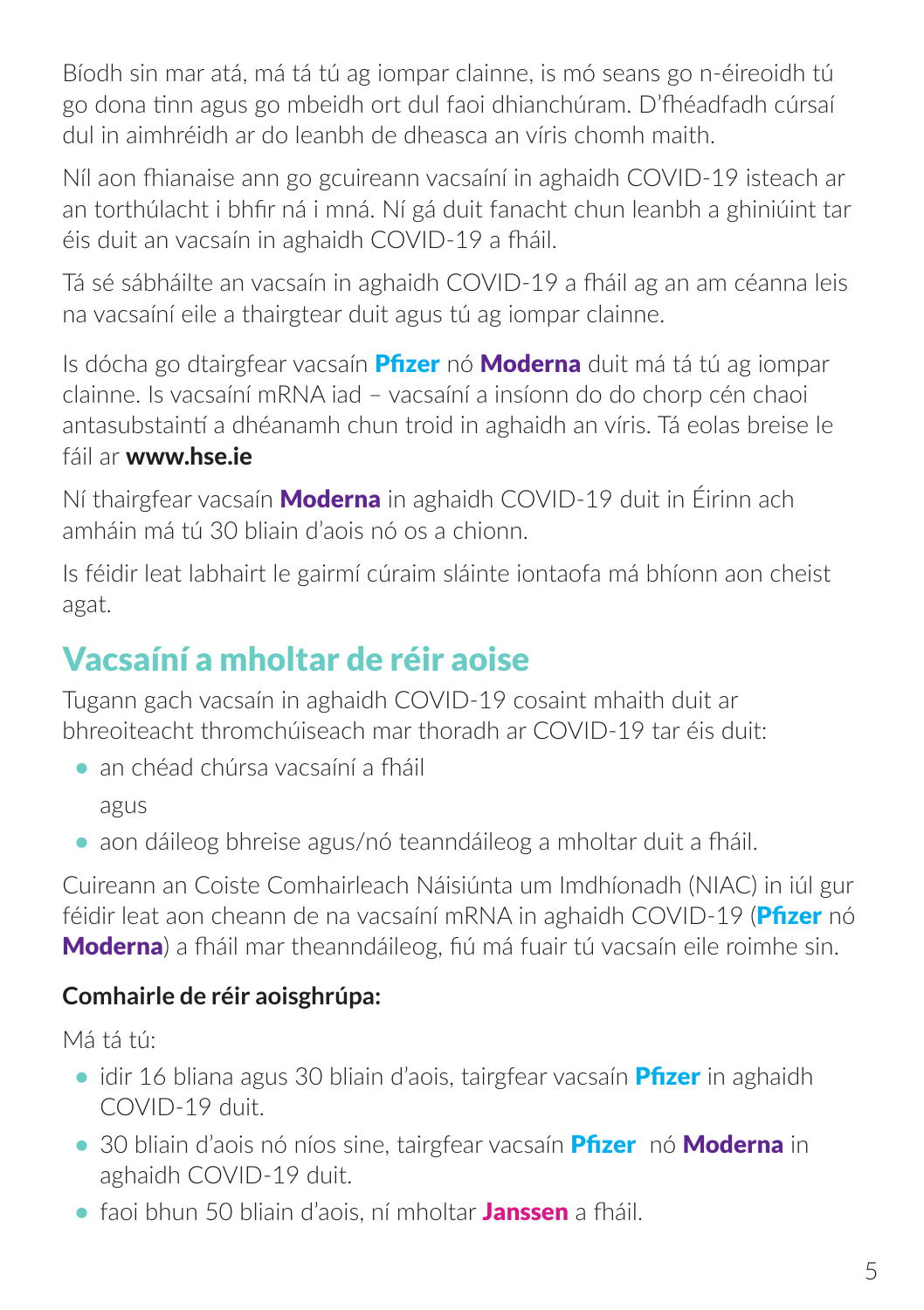Bíodh sin mar atá, má tá tú ag iompar clainne, is mó seans go n-éireoidh tú go dona tinn agus go mbeidh ort dul faoi dhianchúram. D'fhéadfadh cúrsaí dul in aimhréidh ar do leanbh de dheasca an víris chomh maith.

Níl aon fhianaise ann go gcuireann vacsaíní in aghaidh COVID-19 isteach ar an torthúlacht i bhfir ná i mná. Ní gá duit fanacht chun leanbh a ghiniúint tar éis duit an vacsaín in aghaidh COVID-19 a fháil.

Tá sé sábháilte an vacsaín in aghaidh COVID-19 a fháil ag an am céanna leis na vacsaíní eile a thairgtear duit agus tú ag iompar clainne.

Is dócha go dtairgfear vacsaín **Pfizer** nó **Moderna** duit má tá tú ag iompar clainne. Is vacsaíní mRNA iad – vacsaíní a insíonn do do chorp cén chaoi antasubstaintí a dhéanamh chun troid in aghaidh an víris. Tá eolas breise le fáil ar **www.hse.ie**

Ní thairgfear vacsaín **Moderna** in aghaidh COVID-19 duit in Éirinn ach amháin má tá tú 30 bliain d'aois nó os a chionn.

Is féidir leat labhairt le gairmí cúraim sláinte iontaofa má bhíonn aon cheist agat.

## Vacsaíní a mholtar de réir aoise

Tugann gach vacsaín in aghaidh COVID-19 cosaint mhaith duit ar bhreoiteacht thromchúiseach mar thoradh ar COVID-19 tar éis duit:

- an chéad chúrsa vacsaíní a fháil

  agus

- aon dáileog bhreise agus/nó teanndáileog a mholtar duit a fháil.

Cuireann an Coiste Comhairleach Náisiúnta um Imdhíonadh (NIAC) in iúl gur féidir leat aon cheann de na vacsaíní mRNA in aghaidh COVID-19 (**Pfizer** nó **Moderna**) a fháil mar theanndáileog, fiú má fuair tú vacsaín eile roimhe sin.

### Comhairle de réir aoisghrúpa:

Má tá tú:

- idir 16 bliana agus 30 bliain d'aois, tairgfear vacsaín **Pfizer** in aghaidh COVID-19 duit.
- 30 bliain d'aois nó níos sine, tairgfear vacsaín **Pfizer** nó **Moderna** in aghaidh COVID-19 duit.
- faoi bhun 50 bliain d'aois, ní mholtar **Janssen** a fháil.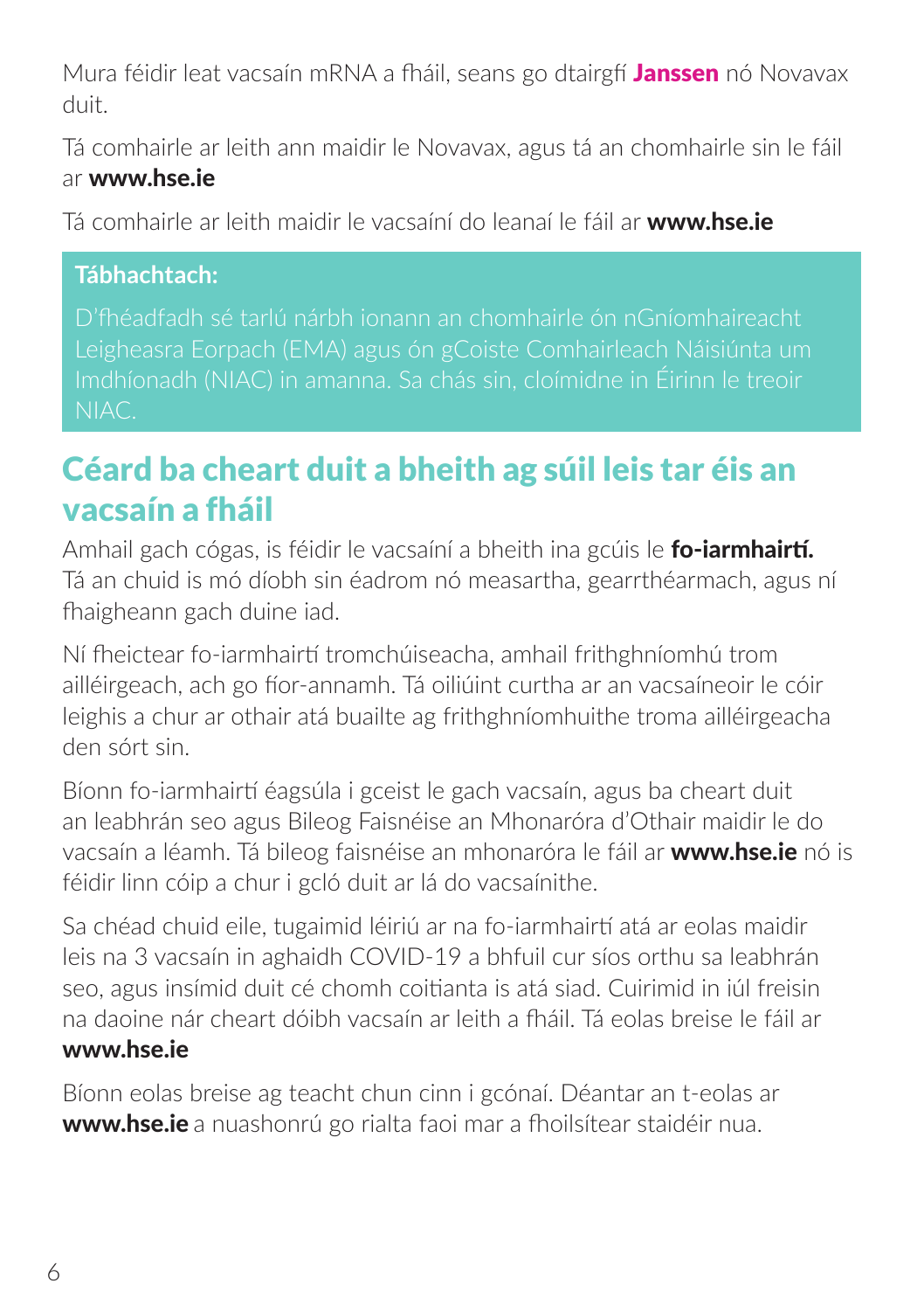Mura féidir leat vacsaín mRNA a fháil, seans go dtairgfí **Janssen** nó Novavax duit.

Tá comhairle ar leith ann maidir le Novavax, agus tá an chomhairle sin le fáil ar **www.hse.ie**

Tá comhairle ar leith maidir le vacsaíní do leanaí le fáil ar **www.hse.ie**

**Tábhachtach:**

D'fhéadfadh sé tarlú nárbh ionann an chomhairle ón nGníomhaireacht Leigheasra Eorpach (EMA) agus ón gCoiste Comhairleach Náisiúnta um Imdhíonadh (NIAC) in amanna. Sa chás sin, cloímidne in Éirinn le treoir NIAC.

## Céard ba cheart duit a bheith ag súil leis tar éis an vacsaín a fháil

Amhail gach cógas, is féidir le vacsaíní a bheith ina gcúis le **fo-iarmhairtí.** Tá an chuid is mó díobh sin éadrom nó measartha, gearrthéarmach, agus ní fhaigheann gach duine iad.

Ní fheictear fo-iarmhairtí tromchúiseacha, amhail frithghníomhú trom ailléirgeach, ach go fíor-annamh. Tá oiliúint curtha ar an vacsaíneoir le cóir leighis a chur ar othair atá buailte ag frithghníomhuithe troma ailléirgeacha den sórt sin.

Bíonn fo-iarmhairtí éagsúla i gceist le gach vacsaín, agus ba cheart duit an leabhrán seo agus Bileog Faisnéise an Mhonaróra d'Othair maidir le do vacsaín a léamh. Tá bileog faisnéise an mhonaróra le fáil ar **www.hse.ie** nó is féidir linn cóip a chur i gcló duit ar lá do vacsaínithe.

Sa chéad chuid eile, tugaimid léiriú ar na fo-iarmhairtí atá ar eolas maidir leis na 3 vacsaín in aghaidh COVID-19 a bhfuil cur síos orthu sa leabhrán seo, agus insímid duit cé chomh coitianta is atá siad. Cuirimid in iúl freisin na daoine nár cheart dóibh vacsaín ar leith a fháil. Tá eolas breise le fáil ar **www.hse.ie**

Bíonn eolas breise ag teacht chun cinn i gcónaí. Déantar an t-eolas ar **www.hse.ie** a nuashonrú go rialta faoi mar a fhoilsítear staidéir nua.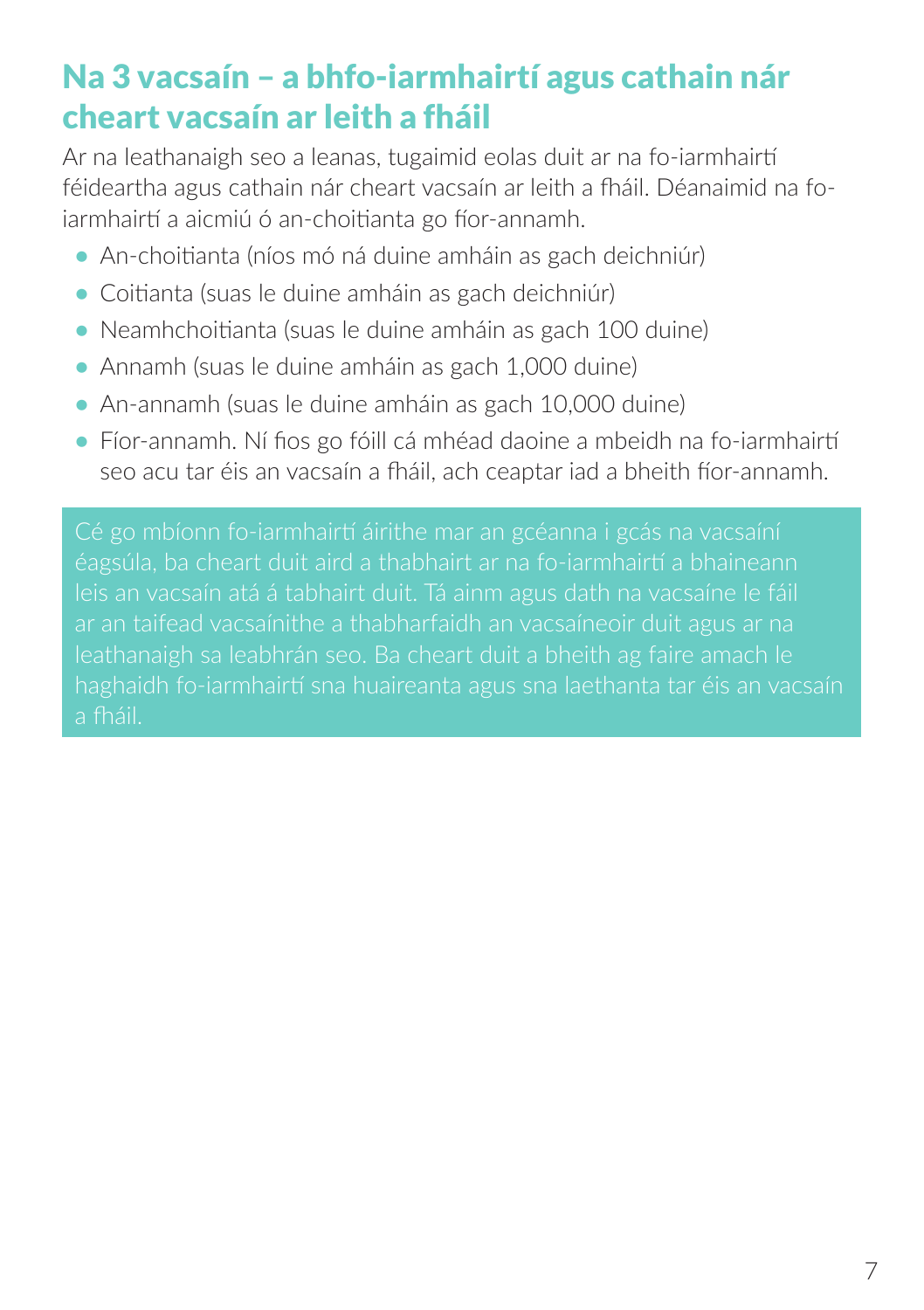## Na 3 vacsaín – a bhfo-iarmhairtí agus cathain nár cheart vacsaín ar leith a fháil

Ar na leathanaigh seo a leanas, tugaimid eolas duit ar na fo-iarmhairtí féideartha agus cathain nár cheart vacsaín ar leith a fháil. Déanaimid na fo-iarmhairtí a aicmiú ó an-choitianta go fíor-annamh.

- An-choitianta (níos mó ná duine amháin as gach deichniúr)
- Coitianta (suas le duine amháin as gach deichniúr)
- Neamhchoitianta (suas le duine amháin as gach 100 duine)
- Annamh (suas le duine amháin as gach 1,000 duine)
- An-annamh (suas le duine amháin as gach 10,000 duine)
- Fíor-annamh. Ní fios go fóill cá mhéad daoine a mbeidh na fo-iarmhairtí seo acu tar éis an vacsaín a fháil, ach ceaptar iad a bheith fíor-annamh.

Cé go mbíonn fo-iarmhairtí áirithe mar an gcéanna i gcás na vacsaíní éagsúla, ba cheart duit aird a thabhairt ar na fo-iarmhairtí a bhaineann leis an vacsaín atá á tabhairt duit. Tá ainm agus dath na vacsaíne le fáil ar an taifead vacsaínithe a thabharfaidh an vacsaíneoir duit agus ar na leathanaigh sa leabhrán seo. Ba cheart duit a bheith ag faire amach le haghaidh fo-iarmhairtí sna huaireanta agus sna laethanta tar éis an vacsaín a fháil.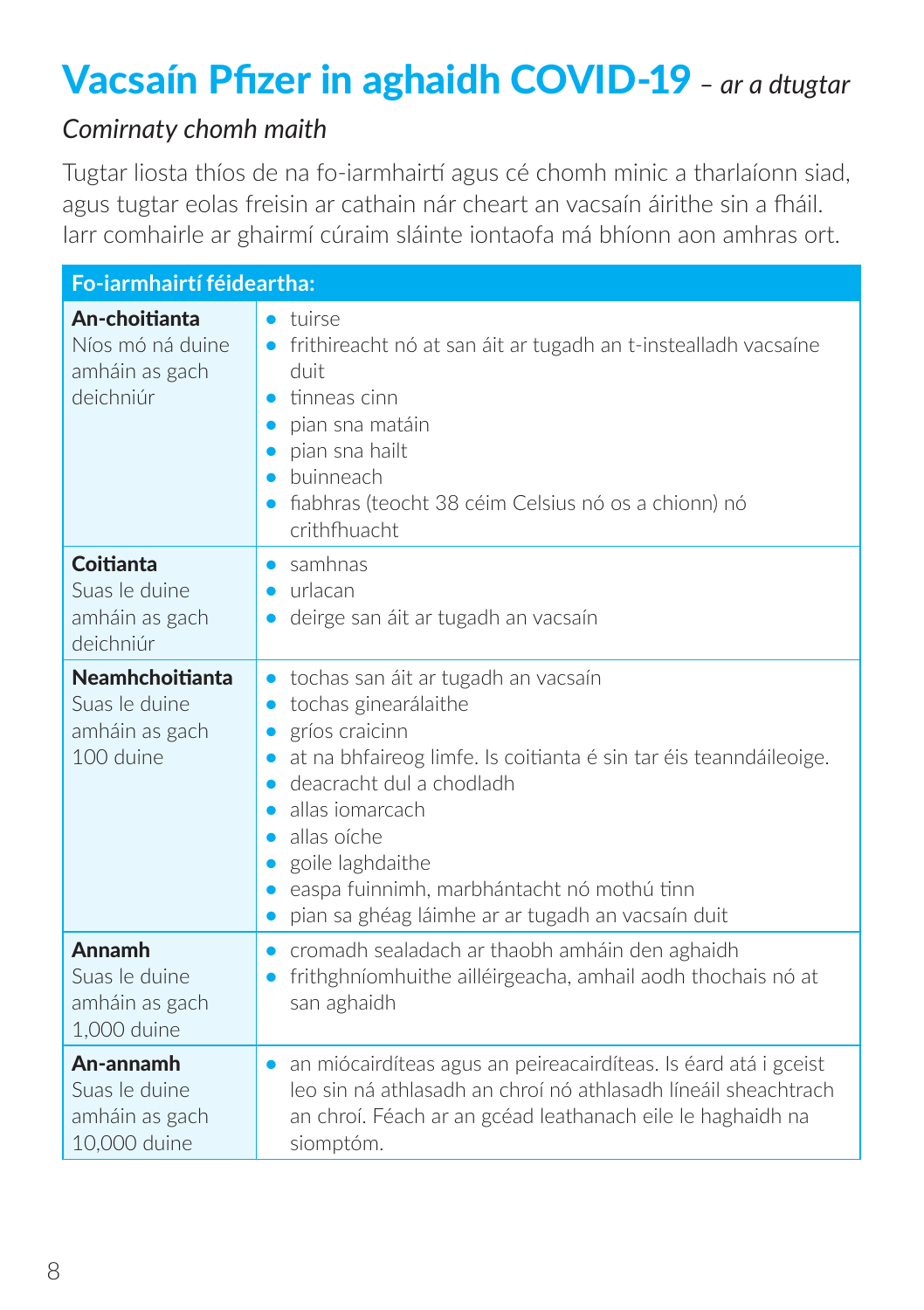# Vacsaín Pfizer in aghaidh COVID-19 *– ar a dtugtar Comirnaty chomh maith*

Tugtar liosta thíos de na fo-iarmhairtí agus cé chomh minic a tharlaíonn siad, agus tugtar eolas freisin ar cathain nár cheart an vacsaín áirithe sin a fháil. Iarr comhairle ar ghairmí cúraim sláinte iontaofa má bhíonn aon amhras ort.

| Fo-iarmhairtí féideartha: | |
|---|---|
| **An-choitianta** Níos mó ná duine amháin as gach deichniúr | • tuirse<br>• frithireacht nó at san áit ar tugadh an t-instealladh vacsaíne duit<br>• tinneas cinn<br>• pian sna matáin<br>• pian sna hailt<br>• buinneach<br>• fiabhras (teocht 38 céim Celsius nó os a chionn) nó crithfhuacht |
| **Coitianta** Suas le duine amháin as gach deichniúr | • samhnas<br>• urlacan<br>• deirge san áit ar tugadh an vacsaín |
| **Neamhchoitianta** Suas le duine amháin as gach 100 duine | • tochas san áit ar tugadh an vacsaín<br>• tochas ginearálaithe<br>• gríos craicinn<br>• at na bhfaireog limfe. Is coitianta é sin tar éis teanndáileoige.<br>• deacracht dul a chodladh<br>• allas iomarcach<br>• allas oíche<br>• goile laghdaithe<br>• easpa fuinnimh, marbhántacht nó mothú tinn<br>• pian sa ghéag láimhe ar ar tugadh an vacsaín duit |
| **Annamh** Suas le duine amháin as gach 1,000 duine | • cromadh sealadach ar thaobh amháin den aghaidh<br>• frithghníomhuithe ailléirgeacha, amhail aodh thochais nó at san aghaidh |
| **An-annamh** Suas le duine amháin as gach 10,000 duine | • an miócairdíteas agus an peireacairdíteas. Is éard atá i gceist leo sin ná athlasadh an chroí nó athlasadh líneáil sheachtrach an chroí. Féach ar an gcéad leathanach eile le haghaidh na siomptóm. |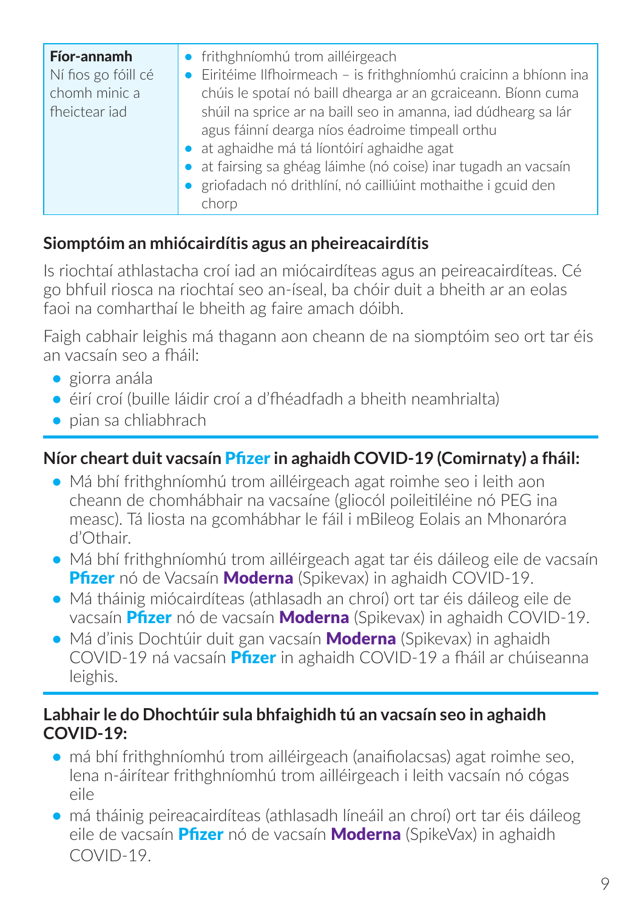| **Fíor-annamh** Ní fios go fóill cé chomh minic a fheictear iad | • frithghníomhú trom ailléirgeach<br>• Eiritéime Ilfhoirmeach – is frithghníomhú craicinn a bhíonn ina chúis le spotaí nó baill dhearga ar an gcraiceann. Bíonn cuma shúil na sprice ar na baill seo in amanna, iad dúdhearg sa lár agus fáinní dearga níos éadroime timpeall orthu<br>• at aghaidhe má tá líontóirí aghaidhe agat<br>• at fairsing sa ghéag láimhe (nó coise) inar tugadh an vacsaín<br>• griofadach nó drithlíní, nó cailliúint mothaithe i gcuid den chorp |
|---|---|

## Siomptóim an mhiócairdítis agus an pheireacairdítis

Is riochtaí athlastacha croí iad an miócairdíteas agus an peireacairdíteas. Cé go bhfuil riosca na riochtaí seo an-íseal, ba chóir duit a bheith ar an eolas faoi na comharthaí le bheith ag faire amach dóibh.

Faigh cabhair leighis má thagann aon cheann de na siomptóim seo ort tar éis an vacsaín seo a fháil:

- giorra anála
- éirí croí (buille láidir croí a d'fhéadfadh a bheith neamhrialta)
- pian sa chliabhrach

## Níor cheart duit vacsaín Pfizer in aghaidh COVID-19 (Comirnaty) a fháil:

- Má bhí frithghníomhú trom ailléirgeach agat roimhe seo i leith aon cheann de chomhábhair na vacsaíne (gliocól poileitiléine nó PEG ina measc). Tá liosta na gcomhábhar le fáil i mBileog Eolais an Mhonaróra d'Othair.
- Má bhí frithghníomhú trom ailléirgeach agat tar éis dáileog eile de vacsaín **Pfizer** nó de Vacsaín **Moderna** (Spikevax) in aghaidh COVID-19.
- Má tháinig miócairdíteas (athlasadh an chroí) ort tar éis dáileog eile de vacsaín **Pfizer** nó de vacsaín **Moderna** (Spikevax) in aghaidh COVID-19.
- Má d'inis Dochtúir duit gan vacsaín **Moderna** (Spikevax) in aghaidh COVID-19 ná vacsaín **Pfizer** in aghaidh COVID-19 a fháil ar chúiseanna leighis.

## Labhair le do Dhochtúir sula bhfaighidh tú an vacsaín seo in aghaidh COVID-19:

- má bhí frithghníomhú trom ailléirgeach (anaifiolacsas) agat roimhe seo, lena n-áirítear frithghníomhú trom ailléirgeach i leith vacsaín nó cógas eile
- má tháinig peireacairdíteas (athlasadh líneáil an chroí) ort tar éis dáileog eile de vacsaín **Pfizer** nó de vacsaín **Moderna** (SpikeVax) in aghaidh COVID-19.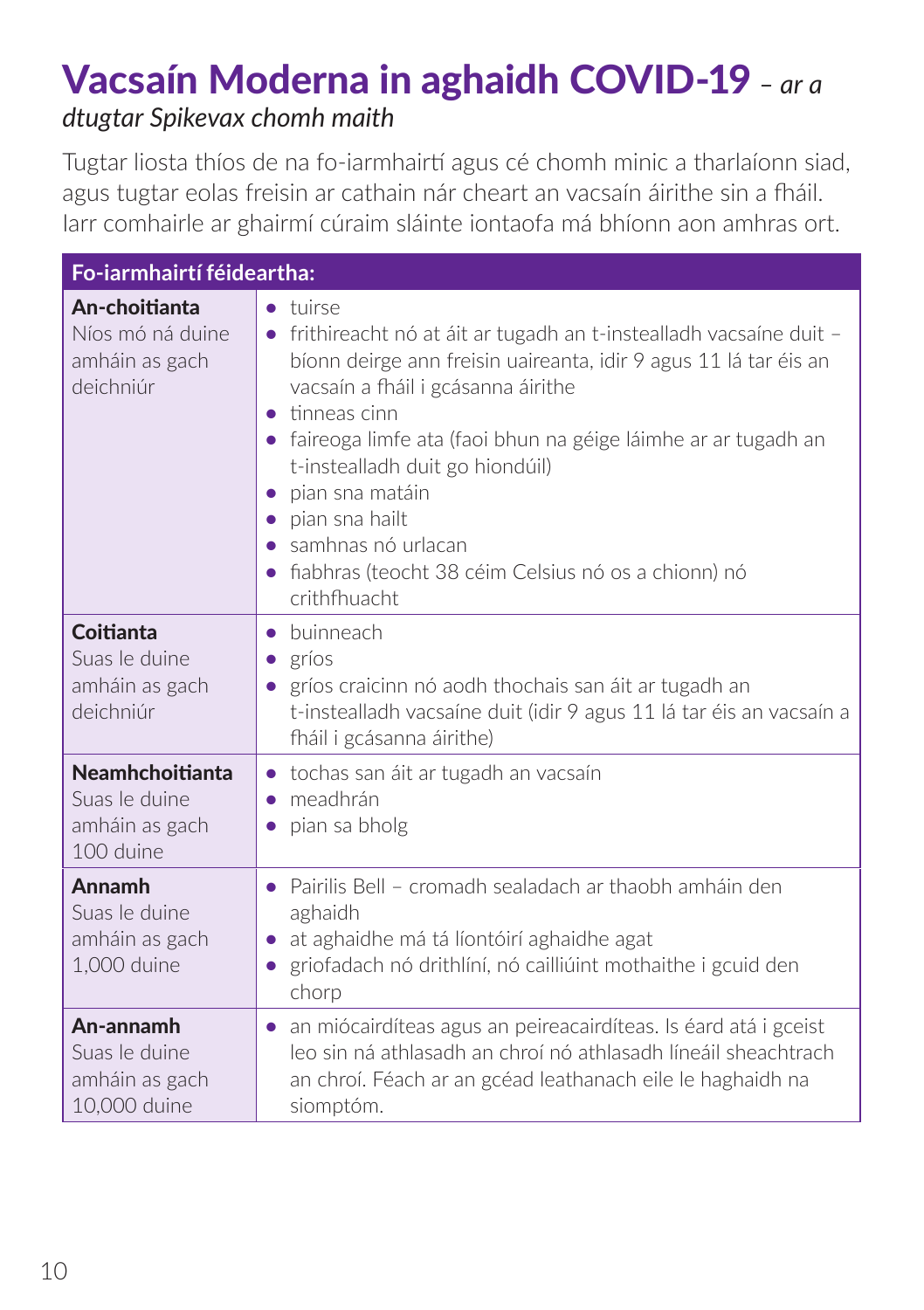# Vacsaín Moderna in aghaidh COVID-19 *– ar a dtugtar Spikevax chomh maith*

Tugtar liosta thíos de na fo-iarmhairtí agus cé chomh minic a tharlaíonn siad, agus tugtar eolas freisin ar cathain nár cheart an vacsaín áirithe sin a fháil. Iarr comhairle ar ghairmí cúraim sláinte iontaofa má bhíonn aon amhras ort.

| Fo-iarmhairtí féideartha: | |
|---|---|
| **An-choitianta** Níos mó ná duine amháin as gach deichniúr | • tuirse<br>• frithireacht nó at áit ar tugadh an t-instealladh vacsaíne duit – bíonn deirge ann freisin uaireanta, idir 9 agus 11 lá tar éis an vacsaín a fháil i gcásanna áirithe<br>• tinneas cinn<br>• faireoga limfe ata (faoi bhun na géige láimhe ar ar tugadh an t-instealladh duit go hiondúil)<br>• pian sna matáin<br>• pian sna hailt<br>• samhnas nó urlacan<br>• fiabhras (teocht 38 céim Celsius nó os a chionn) nó crithfhuacht |
| **Coitianta** Suas le duine amháin as gach deichniúr | • buinneach<br>• gríos<br>• gríos craicinn nó aodh thochais san áit ar tugadh an t-instealladh vacsaíne duit (idir 9 agus 11 lá tar éis an vacsaín a fháil i gcásanna áirithe) |
| **Neamhchoitianta** Suas le duine amháin as gach 100 duine | • tochas san áit ar tugadh an vacsaín<br>• meadhrán<br>• pian sa bholg |
| **Annamh** Suas le duine amháin as gach 1,000 duine | • Pairilis Bell – cromadh sealadach ar thaobh amháin den aghaidh<br>• at aghaidhe má tá líontóirí aghaidhe agat<br>• griofadach nó drithlíní, nó cailliúint mothaithe i gcuid den chorp |
| **An-annamh** Suas le duine amháin as gach 10,000 duine | • an miócairdíteas agus an peireacairdíteas. Is éard atá i gceist leo sin ná athlasadh an chroí nó athlasadh líneáil sheachtrach an chroí. Féach ar an gcéad leathanach eile le haghaidh na siomptóm. |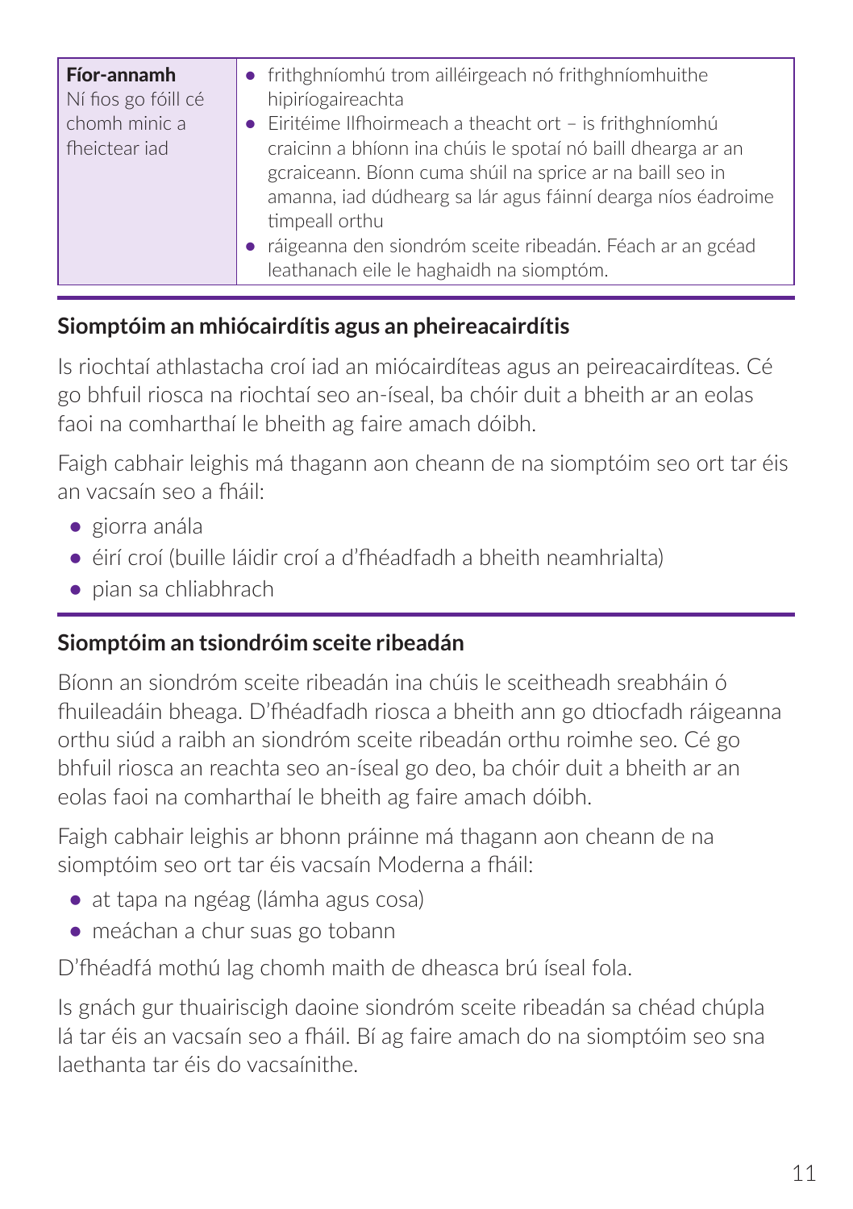| **Fíor-annamh**<br>Ní fios go fóill cé chomh minic a fheictear iad | • frithghníomhú trom ailléirgeach nó frithghníomhuithe hipiríogaireachta<br>• Eiritéime Ilfhoirmeach a theacht ort – is frithghníomhú craicinn a bhíonn ina chúis le spotaí nó baill dhearga ar an gcraiceann. Bíonn cuma shúil na sprice ar na baill seo in amanna, iad dúdhearg sa lár agus fáinní dearga níos éadroime timpeall orthu<br>• ráigeanna den siondróm sceite ribeadán. Féach ar an gcéad leathanach eile le haghaidh na siomptóm. |
|---|---|

## Siomptóim an mhiócairdítis agus an pheireacairdítis

Is riochtaí athlastacha croí iad an miócairdíteas agus an peireacairdíteas. Cé go bhfuil riosca na riochtaí seo an-íseal, ba chóir duit a bheith ar an eolas faoi na comharthaí le bheith ag faire amach dóibh.

Faigh cabhair leighis má thagann aon cheann de na siomptóim seo ort tar éis an vacsaín seo a fháil:

- giorra anála
- éirí croí (buille láidir croí a d'fhéadfadh a bheith neamhrialta)
- pian sa chliabhrach

## Siomptóim an tsiondróim sceite ribeadán

Bíonn an siondróm sceite ribeadán ina chúis le sceitheadh sreabháin ó fhuileadáin bheaga. D'fhéadfadh riosca a bheith ann go dtiocfadh ráigeanna orthu siúd a raibh an siondróm sceite ribeadán orthu roimhe seo. Cé go bhfuil riosca an reachta seo an-íseal go deo, ba chóir duit a bheith ar an eolas faoi na comharthaí le bheith ag faire amach dóibh.

Faigh cabhair leighis ar bhonn práinne má thagann aon cheann de na siomptóim seo ort tar éis vacsaín Moderna a fháil:

- at tapa na ngéag (lámha agus cosa)
- meáchan a chur suas go tobann

D'fhéadfá mothú lag chomh maith de dheasca brú íseal fola.

Is gnách gur thuairiscigh daoine siondróm sceite ribeadán sa chéad chúpla lá tar éis an vacsaín seo a fháil. Bí ag faire amach do na siomptóim seo sna laethanta tar éis do vacsaínithe.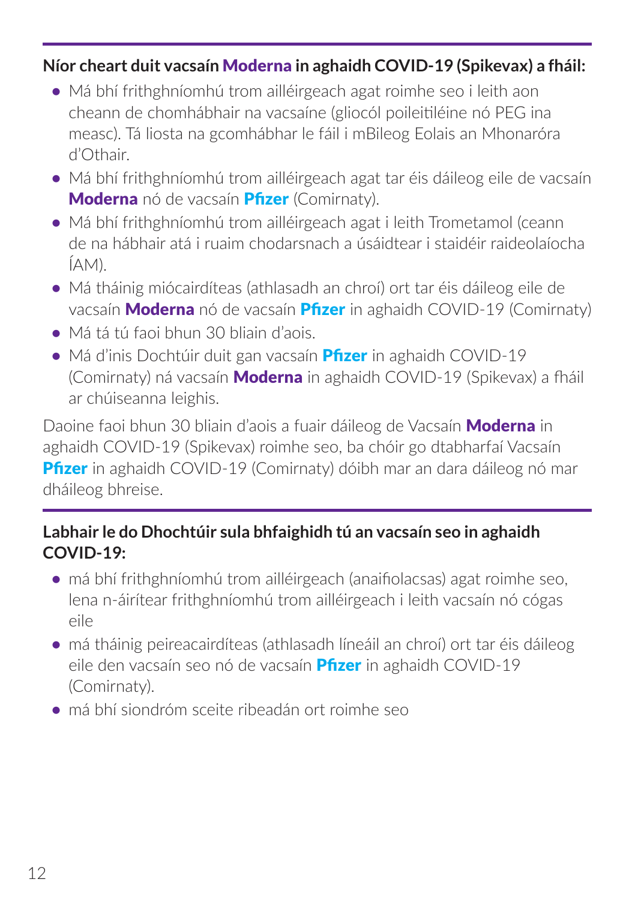### Níor cheart duit vacsaín **Moderna** in aghaidh COVID-19 (Spikevax) a fháil:

- Má bhí frithghníomhú trom ailléirgeach agat roimhe seo i leith aon cheann de chomhábhair na vacsaíne (gliocól poileitiléine nó PEG ina measc). Tá liosta na gcomhábhar le fáil i mBileog Eolais an Mhonaróra d'Othair.
- Má bhí frithghníomhú trom ailléirgeach agat tar éis dáileog eile de vacsaín **Moderna** nó de vacsaín **Pfizer** (Comirnaty).
- Má bhí frithghníomhú trom ailléirgeach agat i leith Trometamol (ceann de na hábhair atá i ruaim chodarsnach a úsáidtear i staidéir raideolaíocha ÍAM).
- Má tháinig miócairdíteas (athlasadh an chroí) ort tar éis dáileog eile de vacsaín **Moderna** nó de vacsaín **Pfizer** in aghaidh COVID-19 (Comirnaty)
- Má tá tú faoi bhun 30 bliain d'aois.
- Má d'inis Dochtúir duit gan vacsaín **Pfizer** in aghaidh COVID-19 (Comirnaty) ná vacsaín **Moderna** in aghaidh COVID-19 (Spikevax) a fháil ar chúiseanna leighis.

Daoine faoi bhun 30 bliain d'aois a fuair dáileog de Vacsaín **Moderna** in aghaidh COVID-19 (Spikevax) roimhe seo, ba chóir go dtabharfaí Vacsaín **Pfizer** in aghaidh COVID-19 (Comirnaty) dóibh mar an dara dáileog nó mar dháileog bhreise.

### Labhair le do Dhochtúir sula bhfaighidh tú an vacsaín seo in aghaidh COVID-19:

- má bhí frithghníomhú trom ailléirgeach (anaifiolacsas) agat roimhe seo, lena n-áirítear frithghníomhú trom ailléirgeach i leith vacsaín nó cógas eile
- má tháinig peireacairdíteas (athlasadh líneáil an chroí) ort tar éis dáileog eile den vacsaín seo nó de vacsaín **Pfizer** in aghaidh COVID-19 (Comirnaty).
- má bhí siondróm sceite ribeadán ort roimhe seo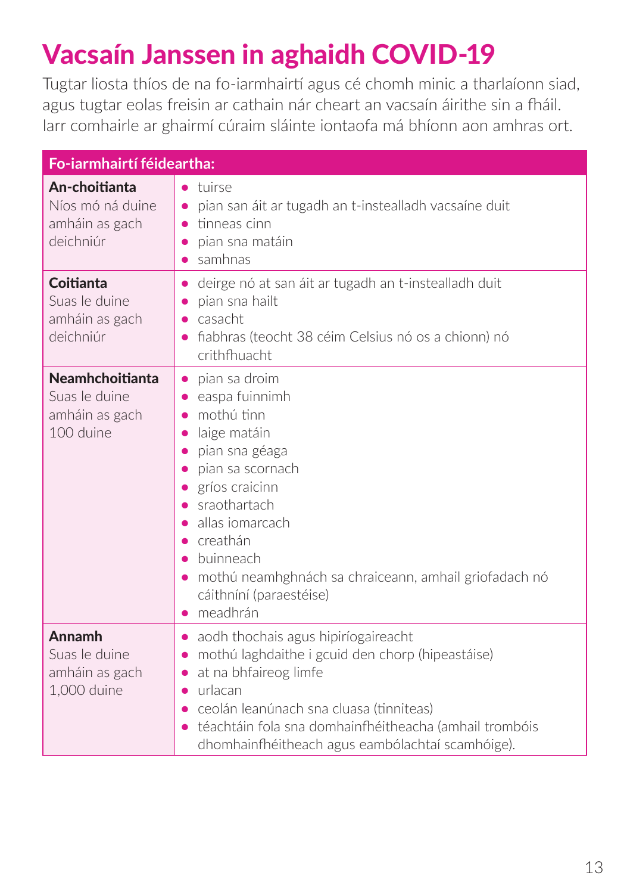# Vacsaín Janssen in aghaidh COVID-19

Tugtar liosta thíos de na fo-iarmhairtí agus cé chomh minic a tharlaíonn siad, agus tugtar eolas freisin ar cathain nár cheart an vacsaín áirithe sin a fháil. Iarr comhairle ar ghairmí cúraim sláinte iontaofa má bhíonn aon amhras ort.

| Fo-iarmhairtí féideartha: | |
|---|---|
| **An-choitianta** Níos mó ná duine amháin as gach deichniúr | • turise<br>• pian san áit ar tugadh an t-instealladh vacsaíne duit<br>• tinneas cinn<br>• pian sna matáin<br>• samhnas |
| **Coitianta** Suas le duine amháin as gach deichniúr | • deirge nó at san áit ar tugadh an t-instealladh duit<br>• pian sna hailt<br>• casacht<br>• fiabhras (teocht 38 céim Celsius nó os a chionn) nó crithfhuacht |
| **Neamhchoitianta** Suas le duine amháin as gach 100 duine | • pian sa droim<br>• easpa fuinnimh<br>• mothú tinn<br>• laige matáin<br>• pian sna géaga<br>• pian sa scornach<br>• gríos craicinn<br>• sraothartach<br>• allas iomarcach<br>• creathán<br>• buinneach<br>• mothú neamhghnách sa chraiceann, amhail griofadach nó cáithníní (paraestéise)<br>• meadhrán |
| **Annamh** Suas le duine amháin as gach 1,000 duine | • aodh thochais agus hipiríogaireacht<br>• mothú laghdaithe i gcuid den chorp (hipeastáise)<br>• at na bhfaireog limfe<br>• urlacan<br>• ceolán leanúnach sna cluasa (tinniteas)<br>• téachtáin fola sna domhainfhéitheacha (amhail trombóis dhomhainfhéitheach agus eambólachtaí scamhóige). |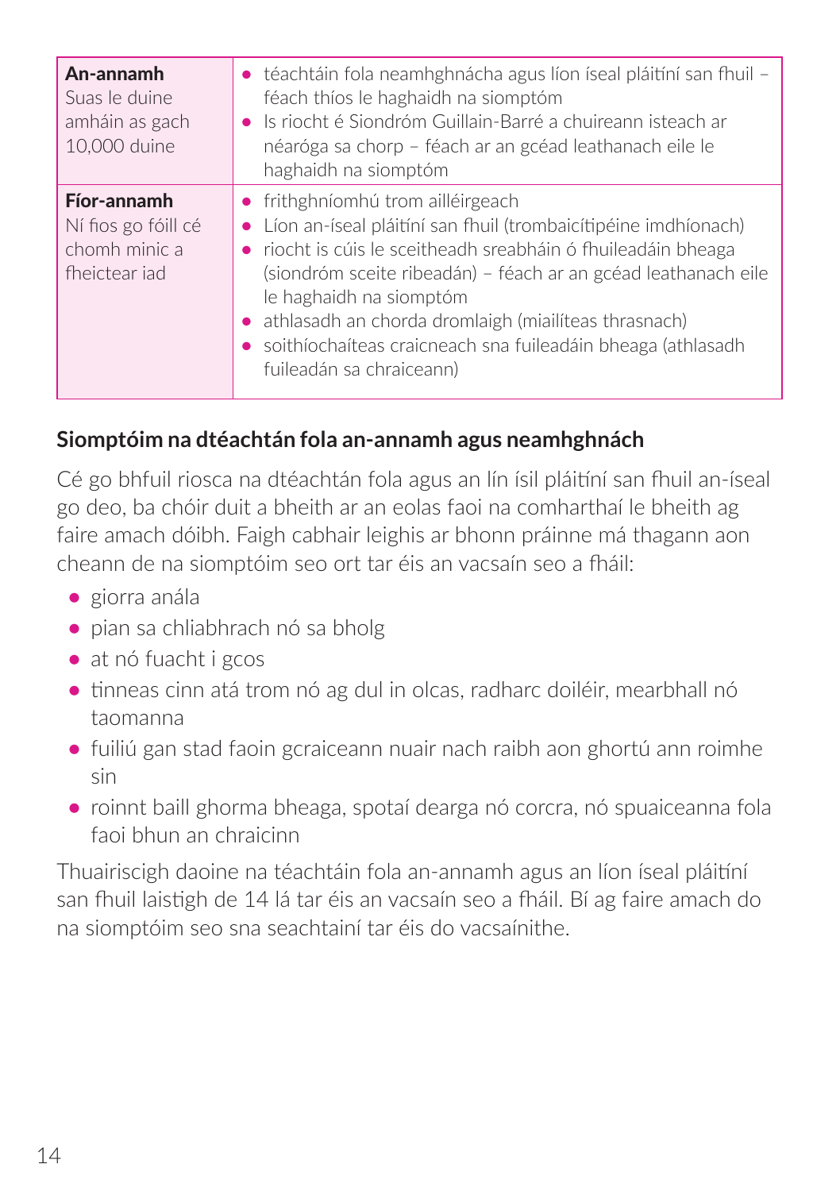| | |
|---|---|
| **An-annamh** Suas le duine amháin as gach 10,000 duine | • téachtáin fola neamhghnácha agus líon íseal pláitíní san fhuil – féach thíos le haghaidh na siomptóm<br>• Is riocht é Siondróm Guillain-Barré a chuireann isteach ar néaróga sa chorp – féach ar an gcéad leathanach eile le haghaidh na siomptóm |
| **Fíor-annamh** Ní fios go fóill cé chomh minic a fheictear iad | • frithghníomhú trom ailléirgeach<br>• Líon an-íseal pláitíní san fhuil (trombaicítipéine imdhíonach)<br>• riocht is cúis le sceitheadh sreabháin ó fhuileadáin bheaga (siondróm sceite ribeadán) – féach ar an gcéad leathanach eile le haghaidh na siomptóm<br>• athlasadh an chorda dromlaigh (miailíteas thrasnach)<br>• soithíochaíteas craicneach sna fuileadáin bheaga (athlasadh fuileadán sa chraiceann) |

## Siomptóim na dtéachtán fola an-annamh agus neamhghnách

Cé go bhfuil riosca na dtéachtán fola agus an lín ísil pláitíní san fhuil an-íseal go deo, ba chóir duit a bheith ar an eolas faoi na comharthaí le bheith ag faire amach dóibh. Faigh cabhair leighis ar bhonn práinne má thagann aon cheann de na siomptóim seo ort tar éis an vacsaín seo a fháil:

- giorra anála
- pian sa chliabhrach nó sa bholg
- at nó fuacht i gcos
- tinneas cinn atá trom nó ag dul in olcas, radharc doiléir, mearbhall nó taomanna
- fuiliú gan stad faoin gcraiceann nuair nach raibh aon ghortú ann roimhe sin
- roinnt baill ghorma bheaga, spotaí dearga nó corcra, nó spuaiceanna fola faoi bhun an chraicinn

Thuairiscigh daoine na téachtáin fola an-annamh agus an líon íseal pláitíní san fhuil laistigh de 14 lá tar éis an vacsaín seo a fháil. Bí ag faire amach do na siomptóim seo sna seachtainí tar éis do vacsaínithe.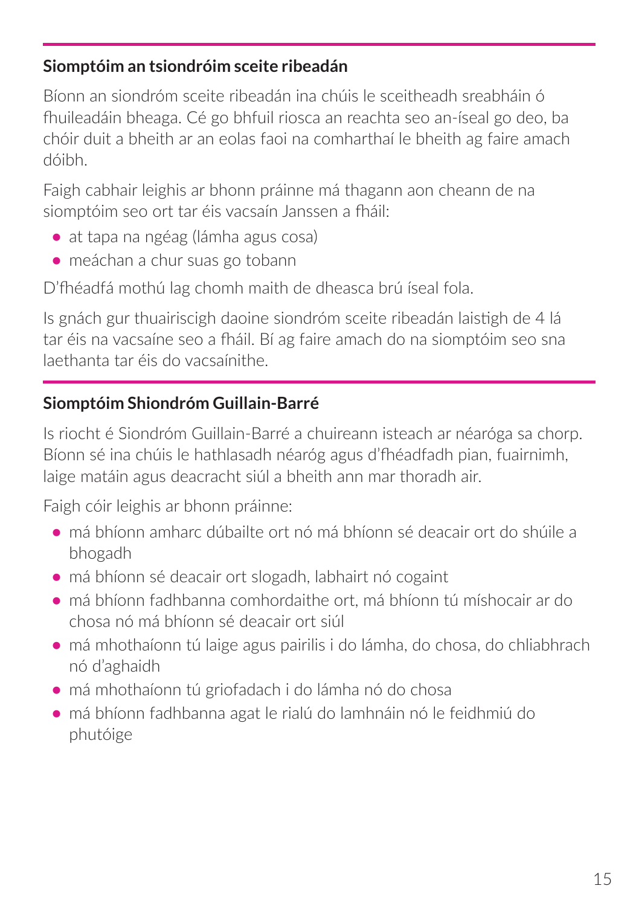## Siomptóim an tsiondróim sceite ribeadán

Bíonn an siondróm sceite ribeadán ina chúis le sceitheadh sreabháin ó fhuileadáin bheaga. Cé go bhfuil riosca an reachta seo an-íseal go deo, ba chóir duit a bheith ar an eolas faoi na comharthaí le bheith ag faire amach dóibh.

Faigh cabhair leighis ar bhonn práinne má thagann aon cheann de na siomptóim seo ort tar éis vacsaín Janssen a fháil:

- at tapa na ngéag (lámha agus cosa)
- meáchan a chur suas go tobann

D'fhéadfá mothú lag chomh maith de dheasca brú íseal fola.

Is gnách gur thuairiscigh daoine siondróm sceite ribeadán laistigh de 4 lá tar éis na vacsaíne seo a fháil. Bí ag faire amach do na siomptóim seo sna laethanta tar éis do vacsaínithe.

## Siomptóim Shiondróm Guillain-Barré

Is riocht é Siondróm Guillain-Barré a chuireann isteach ar néaróga sa chorp. Bíonn sé ina chúis le hathlasadh néaróg agus d'fhéadfadh pian, fuairnimh, laige matáin agus deacracht siúl a bheith ann mar thoradh air.

Faigh cóir leighis ar bhonn práinne:

- má bhíonn amharc dúbailte ort nó má bhíonn sé deacair ort do shúile a bhogadh
- má bhíonn sé deacair ort slogadh, labhairt nó cogaint
- má bhíonn fadhbanna comhordaithe ort, má bhíonn tú míshocair ar do chosa nó má bhíonn sé deacair ort siúl
- má mhothaíonn tú laige agus pairilis i do lámha, do chosa, do chliabhrach nó d'aghaidh
- má mhothaíonn tú griofadach i do lámha nó do chosa
- má bhíonn fadhbanna agat le rialú do lamhnáin nó le feidhmiú do phutóige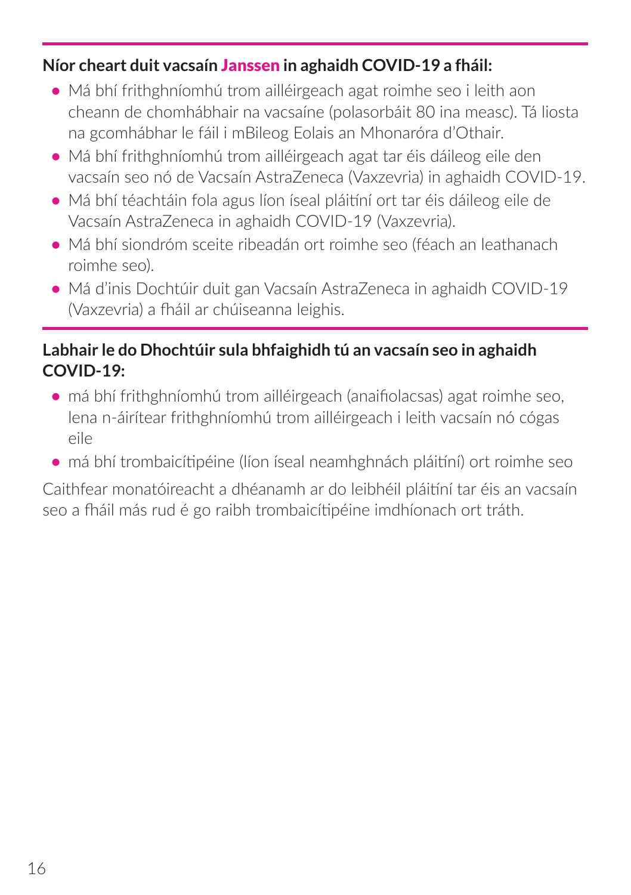**Níor cheart duit vacsaín Janssen in aghaidh COVID-19 a fháil:**

- Má bhí frithghníomhú trom ailléirgeach agat roimhe seo i leith aon cheann de chomhábhair na vacsaíne (polasorbáit 80 ina measc). Tá liosta na gcomhábhar le fáil i mBileog Eolais an Mhonaróra d'Othair.
- Má bhí frithghníomhú trom ailléirgeach agat tar éis dáileog eile den vacsaín seo nó de Vacsaín AstraZeneca (Vaxzevria) in aghaidh COVID-19.
- Má bhí téachtáin fola agus líon íseal pláitíní ort tar éis dáileog eile de Vacsaín AstraZeneca in aghaidh COVID-19 (Vaxzevria).
- Má bhí siondróm sceite ribeadán ort roimhe seo (féach an leathanach roimhe seo).
- Má d'inis Dochtúir duit gan Vacsaín AstraZeneca in aghaidh COVID-19 (Vaxzevria) a fháil ar chúiseanna leighis.

**Labhair le do Dhochtúir sula bhfaighidh tú an vacsaín seo in aghaidh COVID-19:**

- má bhí frithghníomhú trom ailléirgeach (anaifiolacsas) agat roimhe seo, lena n-áirítear frithghníomhú trom ailléirgeach i leith vacsaín nó cógas eile
- má bhí trombaicítipéine (líon íseal neamhghnách pláitíní) ort roimhe seo

Caithfear monatóireacht a dhéanamh ar do leibhéil pláitíní tar éis an vacsaín seo a fháil más rud é go raibh trombaicítipéine imdhíonach ort tráth.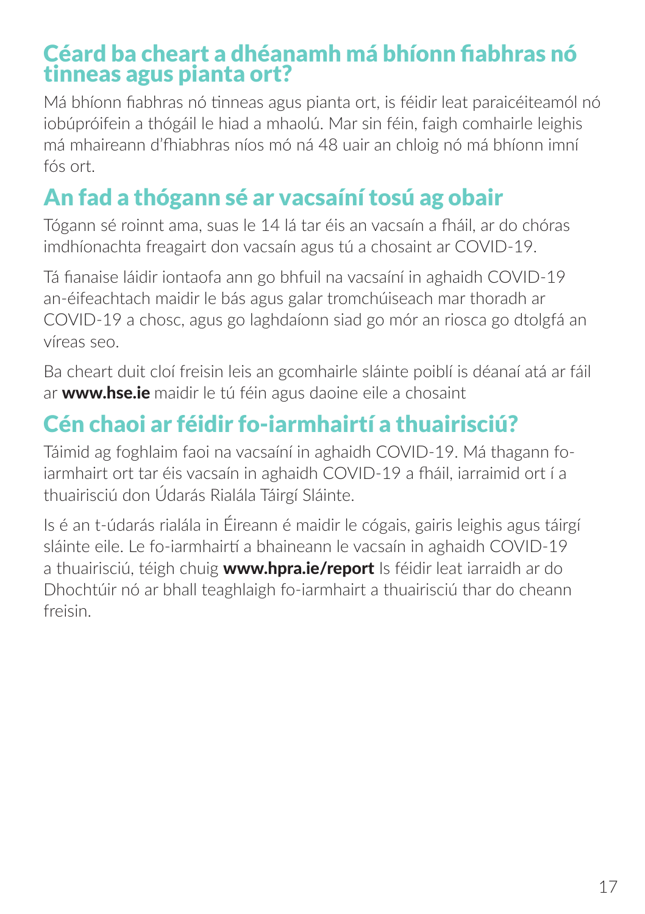## Céard ba cheart a dhéanamh má bhíonn fiabhras nó tinneas agus pianta ort?

Má bhíonn fiabhras nó tinneas agus pianta ort, is féidir leat paraicéiteamól nó iobúpróifein a thógáil le hiad a mhaolú. Mar sin féin, faigh comhairle leighis má mhaireann d'fhiabhras níos mó ná 48 uair an chloig nó má bhíonn imní fós ort.

## An fad a thógann sé ar vacsaíní tosú ag obair

Tógann sé roinnt ama, suas le 14 lá tar éis an vacsaín a fháil, ar do chóras imdhíonachta freagairt don vacsaín agus tú a chosaint ar COVID-19.

Tá fianaise láidir iontaofa ann go bhfuil na vacsaíní in aghaidh COVID-19 an-éifeachtach maidir le bás agus galar tromchúiseach mar thoradh ar COVID-19 a chosc, agus go laghdaíonn siad go mór an riosca go dtolgfá an víreas seo.

Ba cheart duit cloí freisin leis an gcomhairle sláinte poiblí is déanaí atá ar fáil ar **www.hse.ie** maidir le tú féin agus daoine eile a chosaint

## Cén chaoi ar féidir fo-iarmhairtí a thuairisciú?

Táimid ag foghlaim faoi na vacsaíní in aghaidh COVID-19. Má thagann fo-iarmhairt ort tar éis vacsaín in aghaidh COVID-19 a fháil, iarraimid ort í a thuairisciú don Údarás Rialála Táirgí Sláinte.

Is é an t-údarás rialála in Éireann é maidir le cógais, gairis leighis agus táirgí sláinte eile. Le fo-iarmhairtí a bhaineann le vacsaín in aghaidh COVID-19 a thuairisciú, téigh chuig **www.hpra.ie/report** Is féidir leat iarraidh ar do Dhochtúir nó ar bhall teaghlaigh fo-iarmhairt a thuairisciú thar do cheann freisin.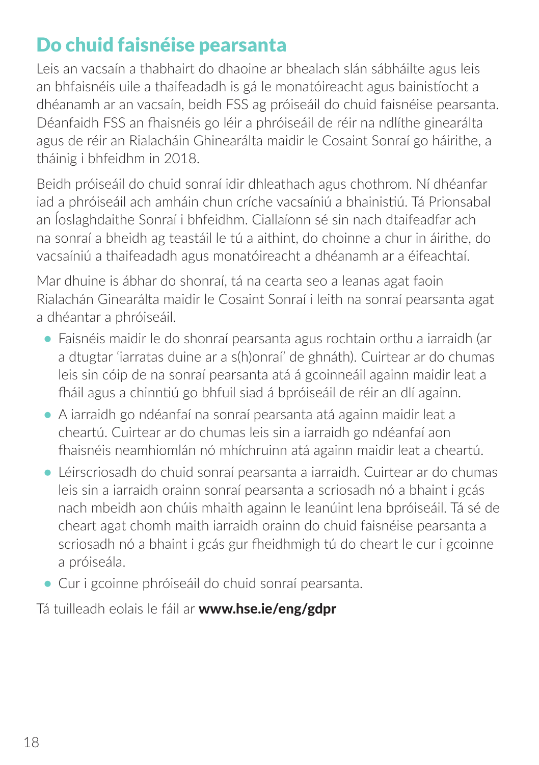## Do chuid faisnéise pearsanta

Leis an vacsaín a thabhairt do dhaoine ar bhealach slán sábháilte agus leis an bhfaisnéis uile a thaifeadadh is gá le monatóireacht agus bainistíocht a dhéanamh ar an vacsaín, beidh FSS ag próiseáil do chuid faisnéise pearsanta. Déanfaidh FSS an fhaisnéis go léir a phróiseáil de réir na ndlíthe ginearálta agus de réir an Rialacháin Ghinearálta maidir le Cosaint Sonraí go háirithe, a tháinig i bhfeidhm in 2018.

Beidh próiseáil do chuid sonraí idir dhleathach agus chothrom. Ní dhéanfar iad a phróiseáil ach amháin chun críche vacsaíniú a bhainistiú. Tá Prionsabal an Íoslaghdaithe Sonraí i bhfeidhm. Ciallaíonn sé sin nach dtaifeadfar ach na sonraí a bheidh ag teastáil le tú a aithint, do choinne a chur in áirithe, do vacsaíniú a thaifeadadh agus monatóireacht a dhéanamh ar a éifeachtaí.

Mar dhuine is ábhar do shonraí, tá na cearta seo a leanas agat faoin Rialachán Ginearálta maidir le Cosaint Sonraí i leith na sonraí pearsanta agat a dhéantar a phróiseáil.

- Faisnéis maidir le do shonraí pearsanta agus rochtain orthu a iarraidh (ar a dtugtar 'iarratas duine ar a s(h)onraí' de ghnáth). Cuirtear ar do chumas leis sin cóip de na sonraí pearsanta atá á gcoinneáil againn maidir leat a fháil agus a chinntiú go bhfuil siad á bpróiseáil de réir an dlí againn.
- A iarraidh go ndéanfaí na sonraí pearsanta atá againn maidir leat a cheartú. Cuirtear ar do chumas leis sin a iarraidh go ndéanfaí aon fhaisnéis neamhiomlán nó mhíchruinn atá againn maidir leat a cheartú.
- Léirscriosadh do chuid sonraí pearsanta a iarraidh. Cuirtear ar do chumas leis sin a iarraidh orainn sonraí pearsanta a scriosadh nó a bhaint i gcás nach mbeidh aon chúis mhaith againn le leanúint lena bpróiseáil. Tá sé de cheart agat chomh maith iarraidh orainn do chuid faisnéise pearsanta a scriosadh nó a bhaint i gcás gur fheidhmigh tú do cheart le cur i gcoinne a próiseála.
- Cur i gcoinne phróiseáil do chuid sonraí pearsanta.

Tá tuilleadh eolais le fáil ar **www.hse.ie/eng/gdpr**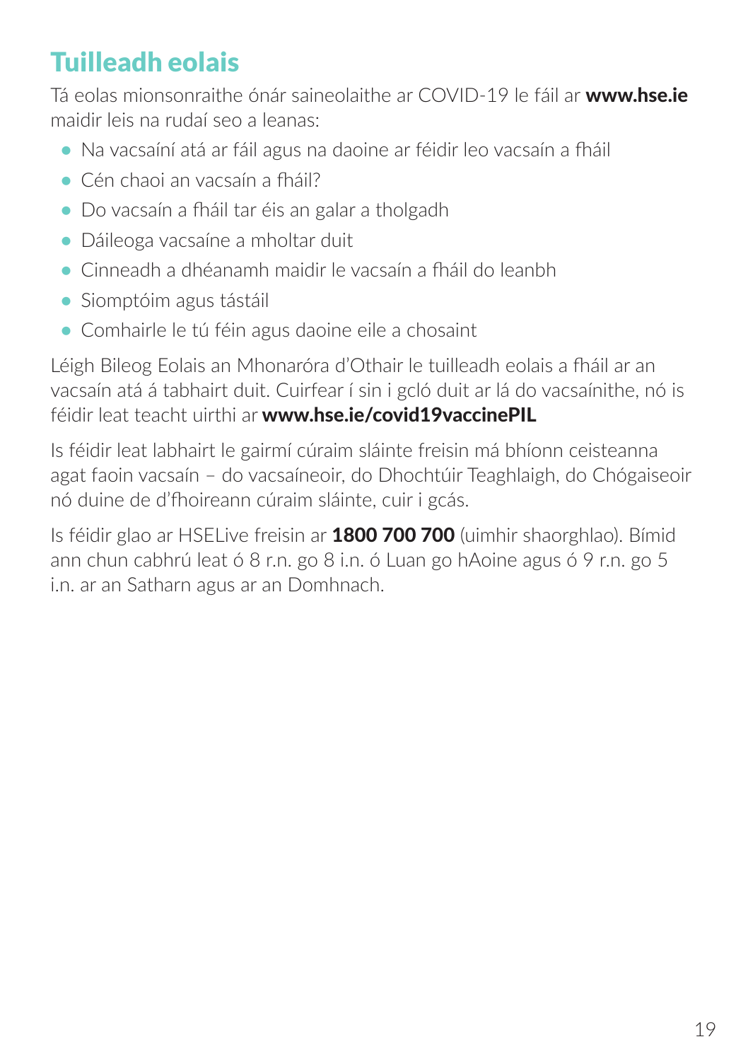## Tuilleadh eolais

Tá eolas mionsonraithe ónár saineolaithe ar COVID-19 le fáil ar **www.hse.ie** maidir leis na rudaí seo a leanas:

- Na vacsaíní atá ar fáil agus na daoine ar féidir leo vacsaín a fháil
- Cén chaoi an vacsaín a fháil?
- Do vacsaín a fháil tar éis an galar a tholgadh
- Dáileoga vacsaíne a mholtar duit
- Cinneadh a dhéanamh maidir le vacsaín a fháil do leanbh
- Siomptóim agus tástáil
- Comhairle le tú féin agus daoine eile a chosaint

Léigh Bileog Eolais an Mhonaróra d'Othair le tuilleadh eolais a fháil ar an vacsaín atá á tabhairt duit. Cuirfear í sin i gcló duit ar lá do vacsaínithe, nó is féidir leat teacht uirthi ar **www.hse.ie/covid19vaccinePIL**

Is féidir leat labhairt le gairmí cúraim sláinte freisin má bhíonn ceisteanna agat faoin vacsaín – do vacsaíneoir, do Dhochtúir Teaghlaigh, do Chógaiseoir nó duine de d'fhoireann cúraim sláinte, cuir i gcás.

Is féidir glao ar HSELive freisin ar **1800 700 700** (uimhir shaorghlao). Bímid ann chun cabhrú leat ó 8 r.n. go 8 i.n. ó Luan go hAoine agus ó 9 r.n. go 5 i.n. ar an Satharn agus ar an Domhnach.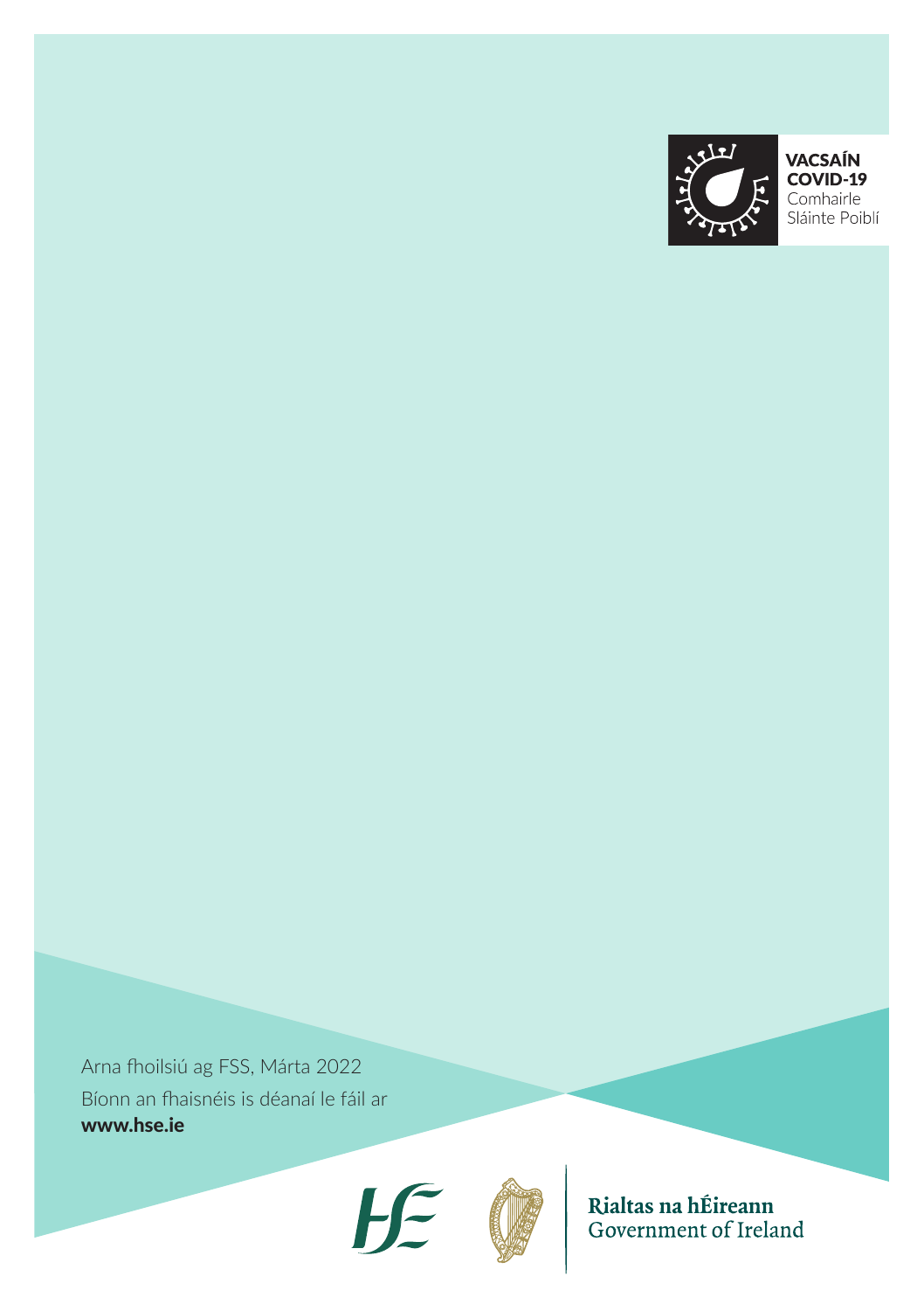VACSAÍN COVID-19
Comhairle Sláinte Poiblí

Arna fhoilsiú ag FSS, Márta 2022

Bíonn an fhaisnéis is déanaí le fáil ar **www.hse.ie**

Rialtas na hÉireann
Government of Ireland